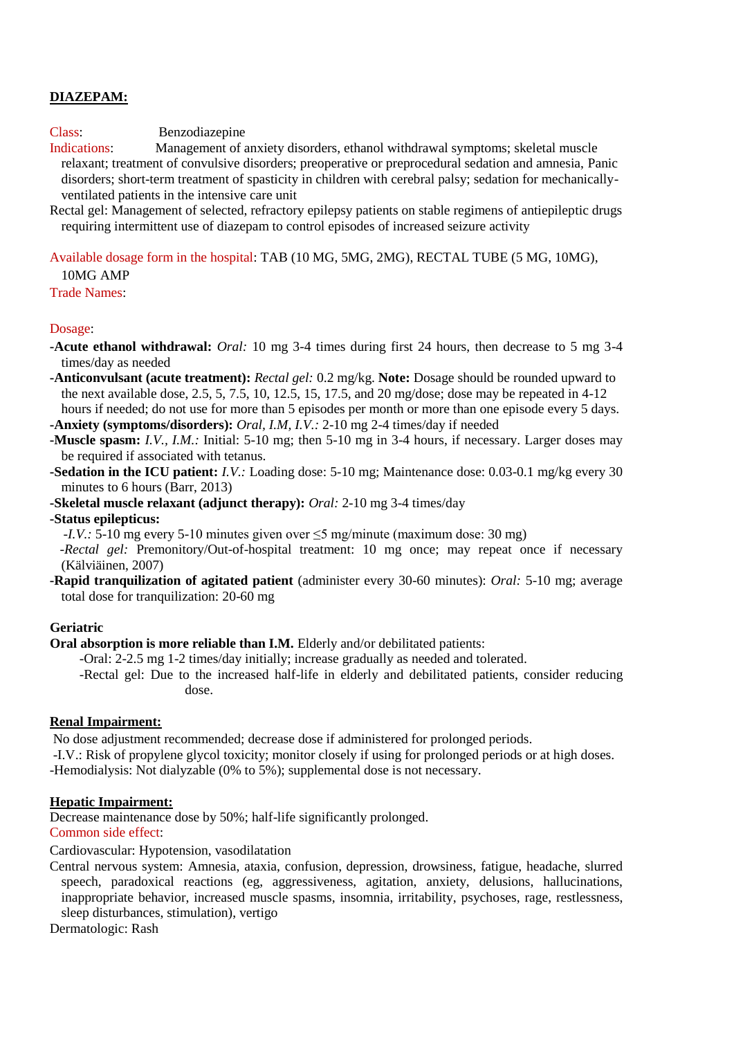## DIAZEPAM:

Class: Benzodiazepine

Indications: Management of anxiety disorders, ethanol withdrawal symptoms; skeletal muscle relaxant; treatment of convulsive disorders; preoperative or preprocedural sedation and amnesia, Panic disorders; short-term treatment of spasticity in children with cerebral palsy; sedation for mechanically-ventilated patients in the intensive care unit

Rectal gel: Management of selected, refractory epilepsy patients on stable regimens of antiepileptic drugs requiring intermittent use of diazepam to control episodes of increased seizure activity

Available dosage form in the hospital: TAB (10 MG, 5MG, 2MG), RECTAL TUBE (5 MG, 10MG), 10MG AMP

Trade Names:

Dosage:

**-Acute ethanol withdrawal:** *Oral:* 10 mg 3-4 times during first 24 hours, then decrease to 5 mg 3-4 times/day as needed

**-Anticonvulsant (acute treatment):** *Rectal gel:* 0.2 mg/kg. **Note:** Dosage should be rounded upward to the next available dose, 2.5, 5, 7.5, 10, 12.5, 15, 17.5, and 20 mg/dose; dose may be repeated in 4-12 hours if needed; do not use for more than 5 episodes per month or more than one episode every 5 days.

**-Anxiety (symptoms/disorders):** *Oral, I.M, I.V.:* 2-10 mg 2-4 times/day if needed

**-Muscle spasm:** *I.V., I.M.:* Initial: 5-10 mg; then 5-10 mg in 3-4 hours, if necessary. Larger doses may be required if associated with tetanus.

**-Sedation in the ICU patient:** *I.V.:* Loading dose: 5-10 mg; Maintenance dose: 0.03-0.1 mg/kg every 30 minutes to 6 hours (Barr, 2013)

**-Skeletal muscle relaxant (adjunct therapy):** *Oral:* 2-10 mg 3-4 times/day

**-Status epilepticus:**

-*I.V.:* 5-10 mg every 5-10 minutes given over ≤5 mg/minute (maximum dose: 30 mg)

-*Rectal gel:* Premonitory/Out-of-hospital treatment: 10 mg once; may repeat once if necessary (Kälviäinen, 2007)

**-Rapid tranquilization of agitated patient** (administer every 30-60 minutes): *Oral:* 5-10 mg; average total dose for tranquilization: 20-60 mg

**Geriatric**

**Oral absorption is more reliable than I.M.** Elderly and/or debilitated patients:

-Oral: 2-2.5 mg 1-2 times/day initially; increase gradually as needed and tolerated.

-Rectal gel: Due to the increased half-life in elderly and debilitated patients, consider reducing dose.

**Renal Impairment:**

No dose adjustment recommended; decrease dose if administered for prolonged periods.

-I.V.: Risk of propylene glycol toxicity; monitor closely if using for prolonged periods or at high doses.

-Hemodialysis: Not dialyzable (0% to 5%); supplemental dose is not necessary.

**Hepatic Impairment:**

Decrease maintenance dose by 50%; half-life significantly prolonged.

Common side effect:

Cardiovascular: Hypotension, vasodilatation

Central nervous system: Amnesia, ataxia, confusion, depression, drowsiness, fatigue, headache, slurred speech, paradoxical reactions (eg, aggressiveness, agitation, anxiety, delusions, hallucinations, inappropriate behavior, increased muscle spasms, insomnia, irritability, psychoses, rage, restlessness, sleep disturbances, stimulation), vertigo

Dermatologic: Rash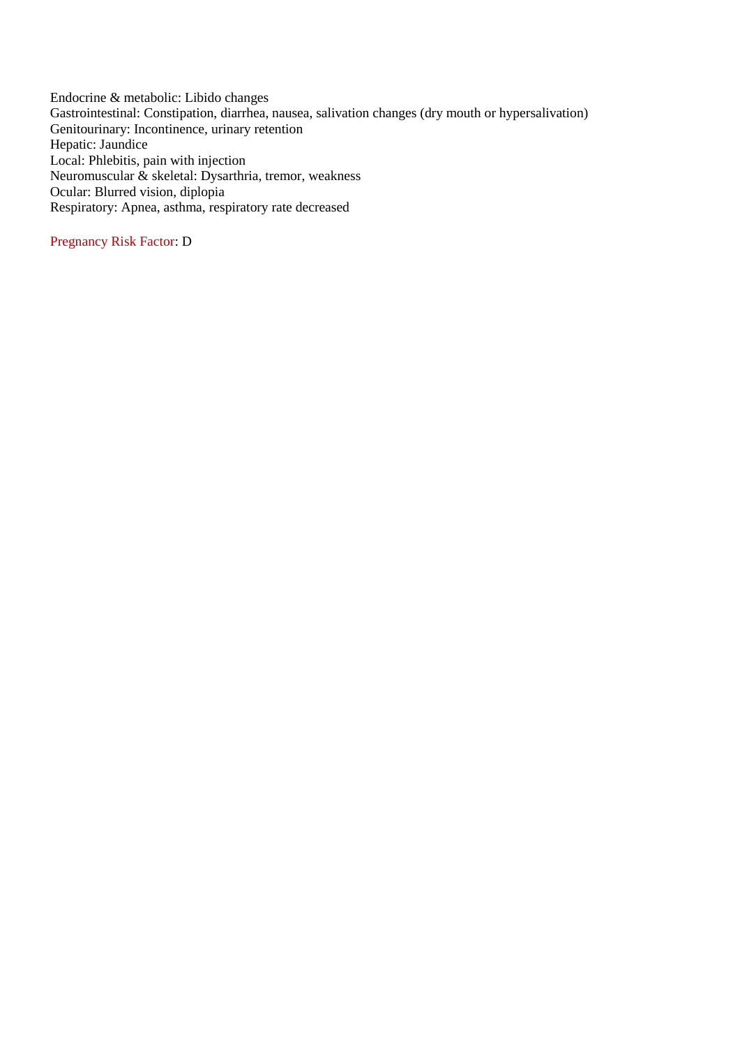Endocrine & metabolic: Libido changes
Gastrointestinal: Constipation, diarrhea, nausea, salivation changes (dry mouth or hypersalivation)
Genitourinary: Incontinence, urinary retention
Hepatic: Jaundice
Local: Phlebitis, pain with injection
Neuromuscular & skeletal: Dysarthria, tremor, weakness
Ocular: Blurred vision, diplopia
Respiratory: Apnea, asthma, respiratory rate decreased

Pregnancy Risk Factor: D